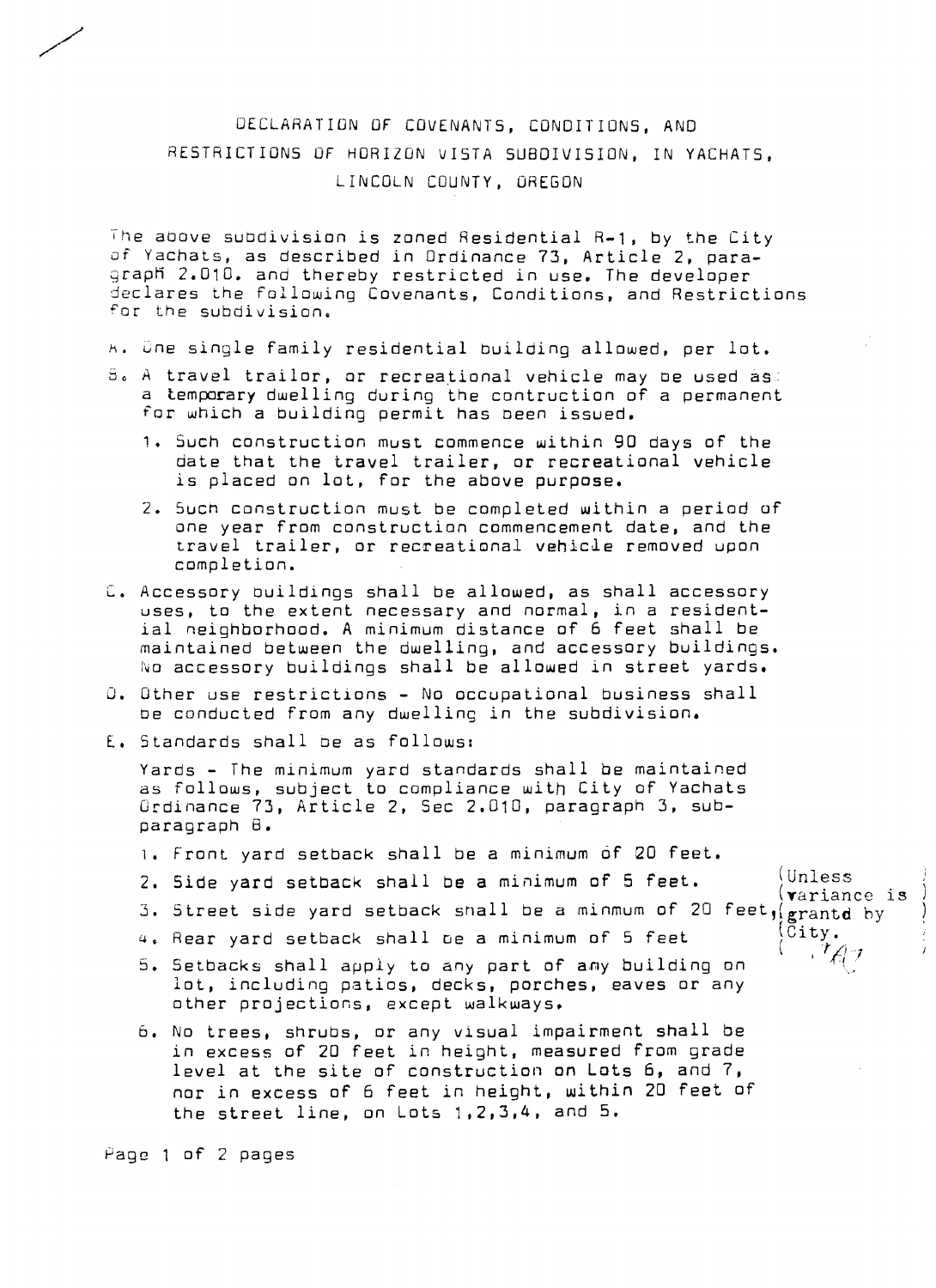# DECLARATION OF COVENANTS, CONDITIONS, AND RESTRICTIONS OF HORIZON VISTA SUBDIVISION, IN YACHATS, LINCOLN COUNTY, OREGON

The above subdivision is zoned Residential R-1, by the City of Yachats, as described in Ordinance 73, Article 2, paragraph 2.010. and thereby restricted in use. The developer declares the following Covenants, Conditions, and Restrictions for the subdivision.

A. One single family residential building allowed, per lot.

B. A travel trailor, or recreational vehicle may be used as a temporary dwelling during the contruction of a permanent for which a building permit has been issued.

   1. Such construction must commence within 90 days of the date that the travel trailer, or recreational vehicle is placed on lot, for the above purpose.

   2. Such construction must be completed within a period of one year from construction commencement date, and the travel trailer, or recreational vehicle removed upon completion.

C. Accessory buildings shall be allowed, as shall accessory uses, to the extent necessary and normal, in a residential neighborhood. A minimum distance of 6 feet shall be maintained between the dwelling, and accessory buildings. No accessory buildings shall be allowed in street yards.

D. Other use restrictions - No occupational business shall be conducted from any dwelling in the subdivision.

E. Standards shall be as follows:

   Yards - The minimum yard standards shall be maintained as follows, subject to compliance with City of Yachats Ordinance 73, Article 2, Sec 2.010, paragraph 3, subparagraph B.

   1. Front yard setback shall be a minimum of 20 feet.
   2. Side yard setback shall be a minimum of 5 feet.
   3. Street side yard setback shall be a minmum of 20 feet, (Unless variance is grantd by City. [initials])
   4. Rear yard setback shall be a minimum of 5 feet
   5. Setbacks shall apply to any part of any building on lot, including patios, decks, porches, eaves or any other projections, except walkways.
   6. No trees, shrubs, or any visual impairment shall be in excess of 20 feet in height, measured from grade level at the site of construction on Lots 6, and 7, nor in excess of 6 feet in height, within 20 feet of the street line, on Lots 1,2,3,4, and 5.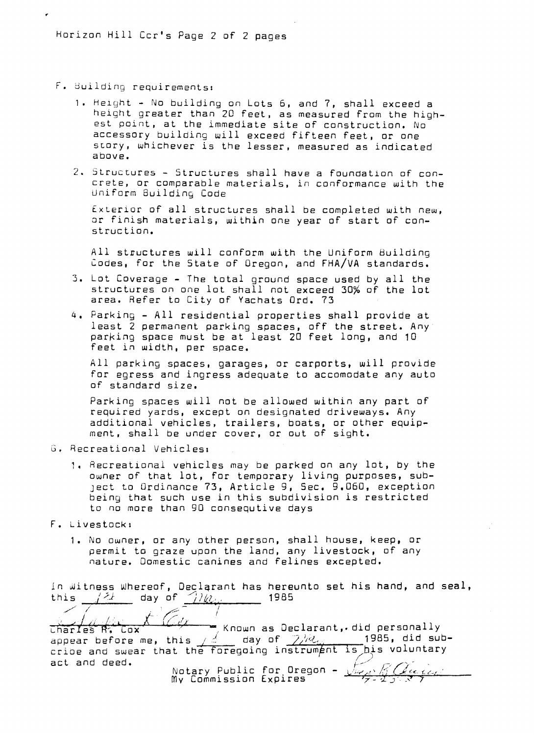Horizon Hill Ccr's Page 2 of 2 pages

F. Building requirements:

1. Height - No building on Lots 6, and 7, shall exceed a height greater than 20 feet, as measured from the highest point, at the immediate site of construction. No accessory building will exceed fifteen feet, or one story, whichever is the lesser, measured as indicated above.

2. Structures - Structures shall have a foundation of concrete, or comparable materials, in conformance with the Uniform Building Code

   Exterior of all structures shall be completed with new, or finish materials, within one year of start of construction.

   All structures will conform with the Uniform Building Codes, for the State of Oregon, and FHA/VA standards.

3. Lot Coverage - The total ground space used by all the structures on one lot shall not exceed 30% of the lot area. Refer to City of Yachats Ord. 73

4. Parking - All residential properties shall provide at least 2 permanent parking spaces, off the street. Any parking space must be at least 20 feet long, and 10 feet in width, per space.

   All parking spaces, garages, or carports, will provide for egress and ingress adequate to accomodate any auto of standard size.

   Parking spaces will not be allowed within any part of required yards, except on designated driveways. Any additional vehicles, trailers, boats, or other equipment, shall be under cover, or out of sight.

G. Recreational Vehicles:

1. Recreational vehicles may be parked on any lot, by the owner of that lot, for temporary living purposes, subject to Ordinance 73, Article 9, Sec. 9.060, exception being that such use in this subdivision is restricted to no more than 90 consequtive days

F. Livestock:

1. No owner, or any other person, shall house, keep, or permit to graze upon the land, any livestock, of any nature. Domestic canines and felines excepted.

In Witness Whereof, Declarant has hereunto set his hand, and seal, this 14 day of May 1985

Charles R. Cox — Known as Declarant, did personally appear before me, this 14 day of May 1985, did subcribe and swear that the foregoing instrument is his voluntary act and deed.

Notary Public for Oregon -
My Commission Expires